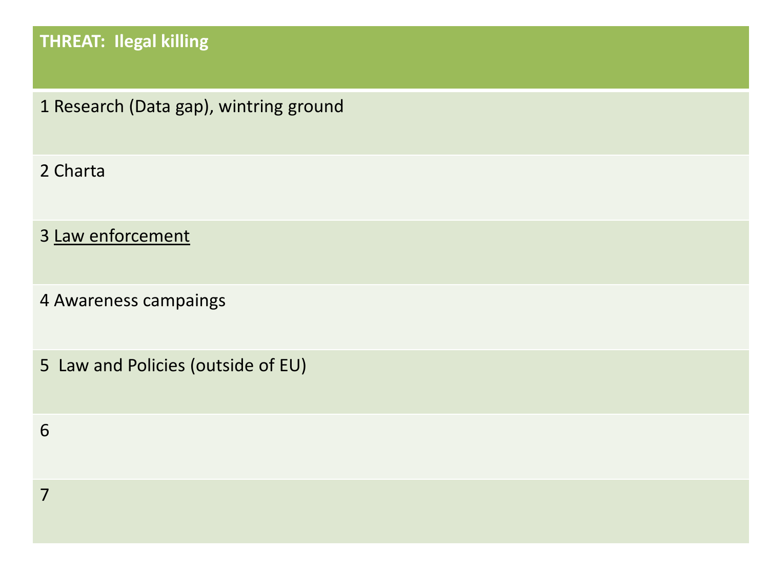| THREAT: Ilegal killing |
| --- |
| 1 Research (Data gap), wintring ground |
| 2 Charta |
| 3 <u>Law enforcement</u> |
| 4 Awareness campaings |
| 5 Law and Policies (outside of EU) |
| 6 |
| 7 |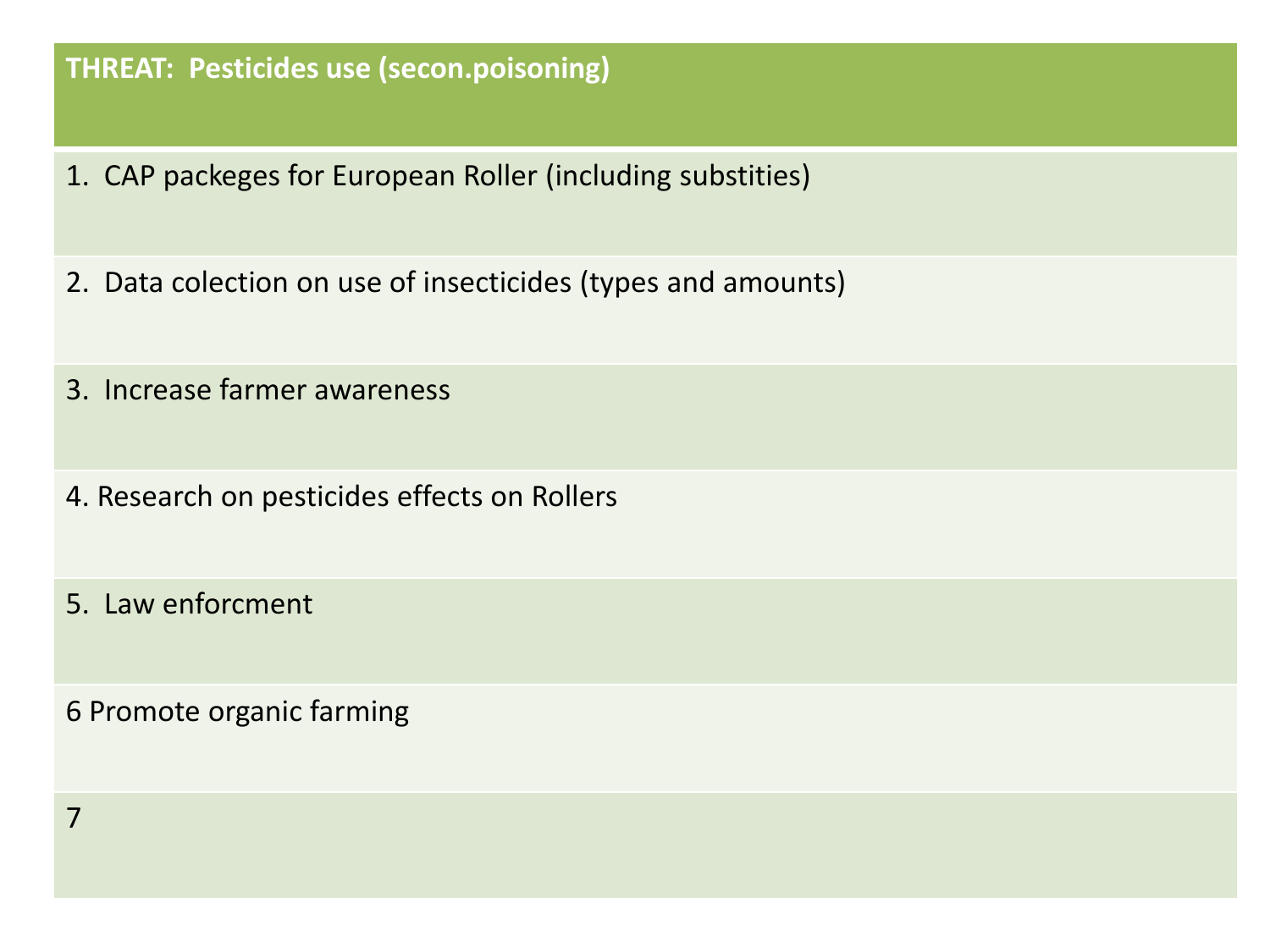| THREAT:  Pesticides use (secon.poisoning) |
|---|
| 1.  CAP packeges for European Roller (including substities) |
| 2.  Data colection on use of insecticides (types and amounts) |
| 3.  Increase farmer awareness |
| 4. Research on pesticides effects on Rollers |
| 5.  Law enforcment |
| 6 Promote organic farming |
| 7 |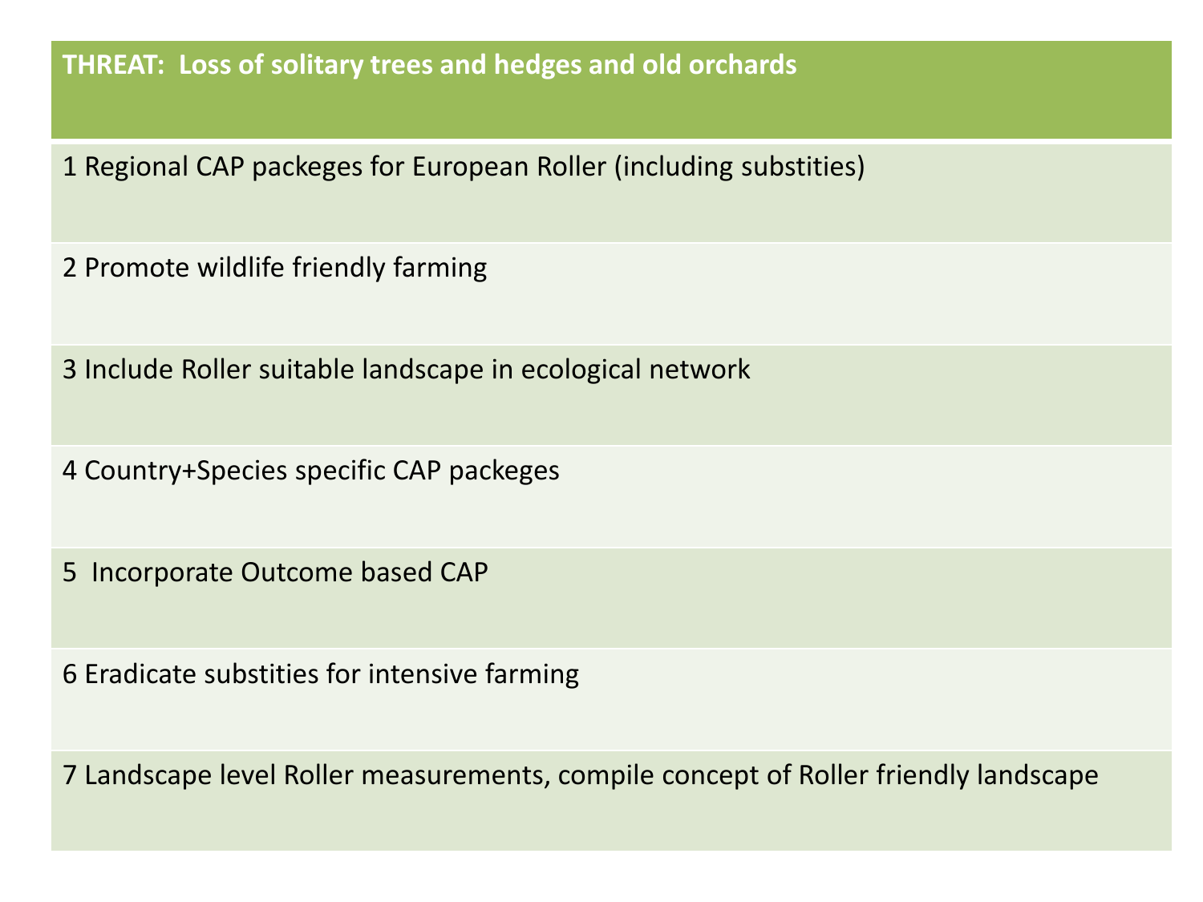| THREAT: Loss of solitary trees and hedges and old orchards |
| --- |
| 1 Regional CAP packeges for European Roller (including substities) |
| 2 Promote wildlife friendly farming |
| 3 Include Roller suitable landscape in ecological network |
| 4 Country+Species specific CAP packeges |
| 5 Incorporate Outcome based CAP |
| 6 Eradicate substities for intensive farming |
| 7 Landscape level Roller measurements, compile concept of Roller friendly landscape |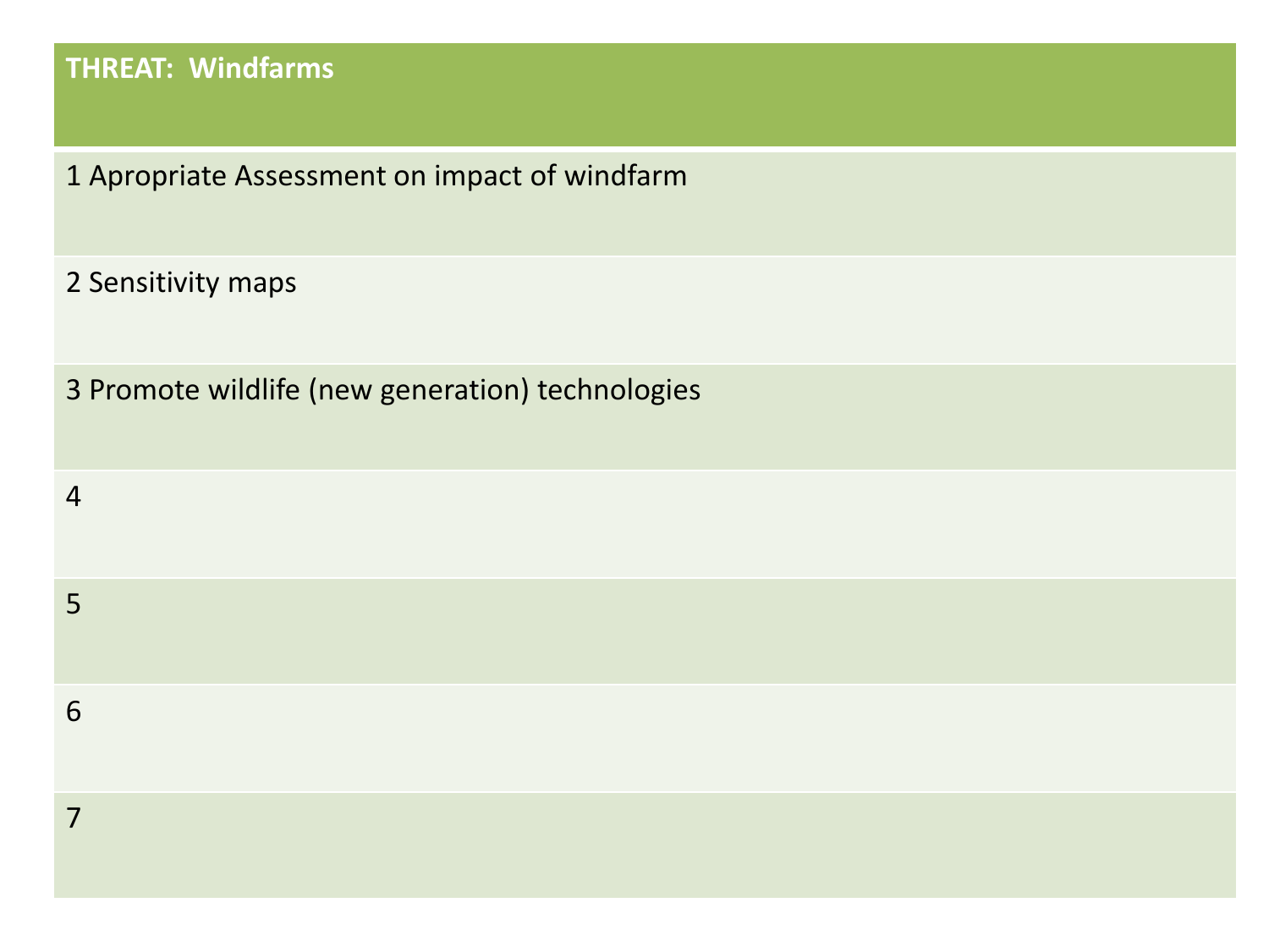| THREAT: Windfarms |
| --- |
| 1 Apropriate Assessment on impact of windfarm |
| 2 Sensitivity maps |
| 3 Promote wildlife (new generation) technologies |
| 4 |
| 5 |
| 6 |
| 7 |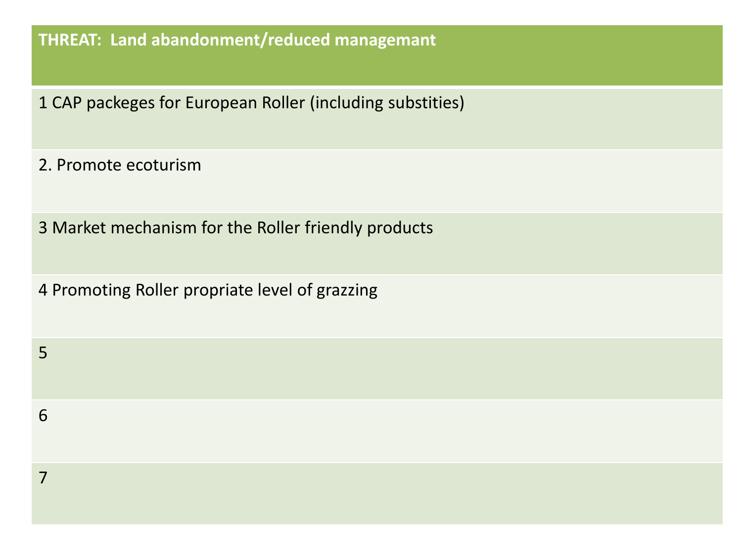| THREAT: Land abandonment/reduced managemant |
| --- |
| 1 CAP packeges for European Roller (including substities) |
| 2. Promote ecoturism |
| 3 Market mechanism for the Roller friendly products |
| 4 Promoting Roller propriate level of grazzing |
| 5 |
| 6 |
| 7 |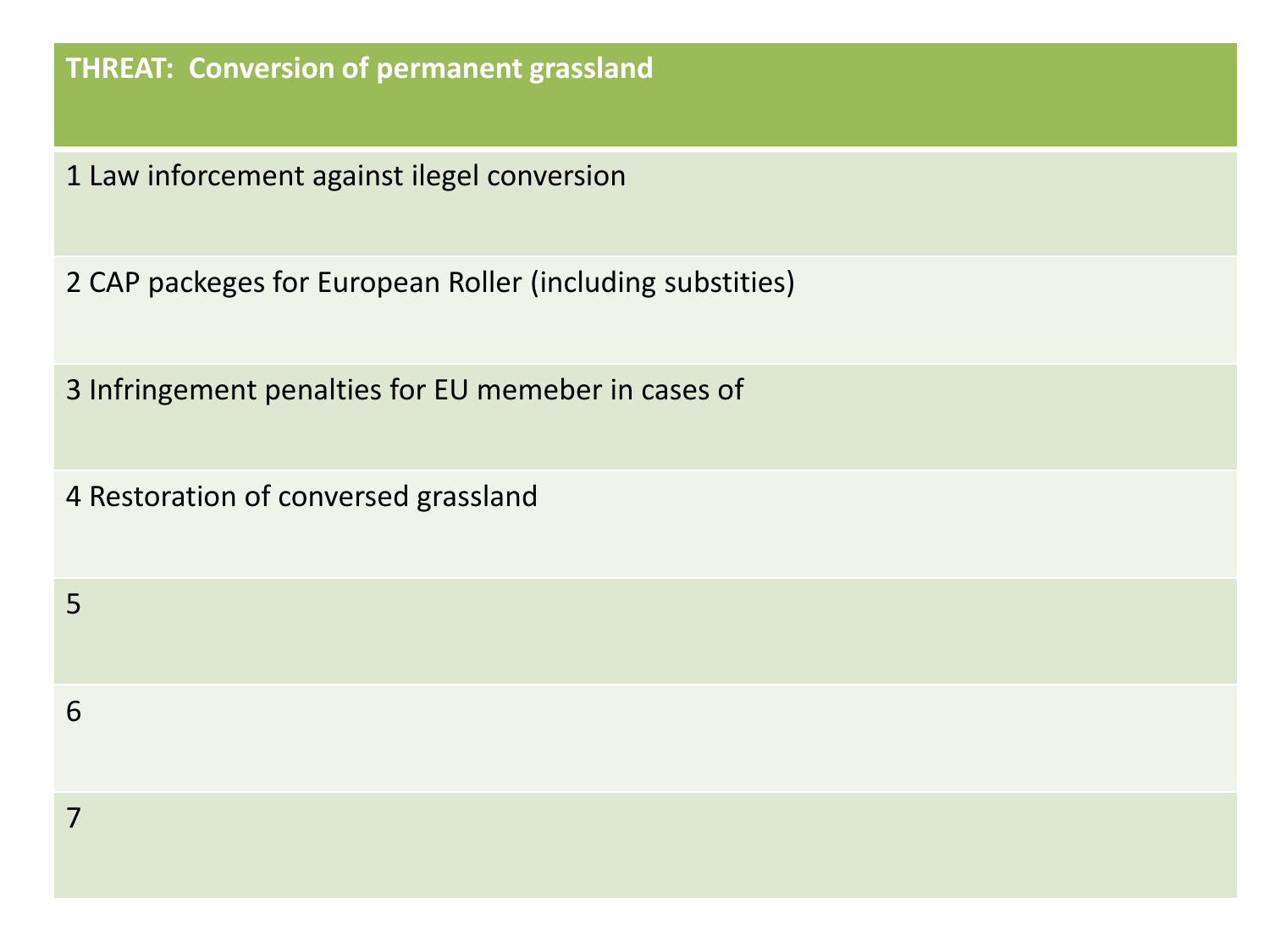| THREAT: Conversion of permanent grassland |
| --- |
| 1 Law inforcement against ilegel conversion |
| 2 CAP packeges for European Roller (including substities) |
| 3 Infringement penalties for EU memeber in cases of |
| 4 Restoration of conversed grassland |
| 5 |
| 6 |
| 7 |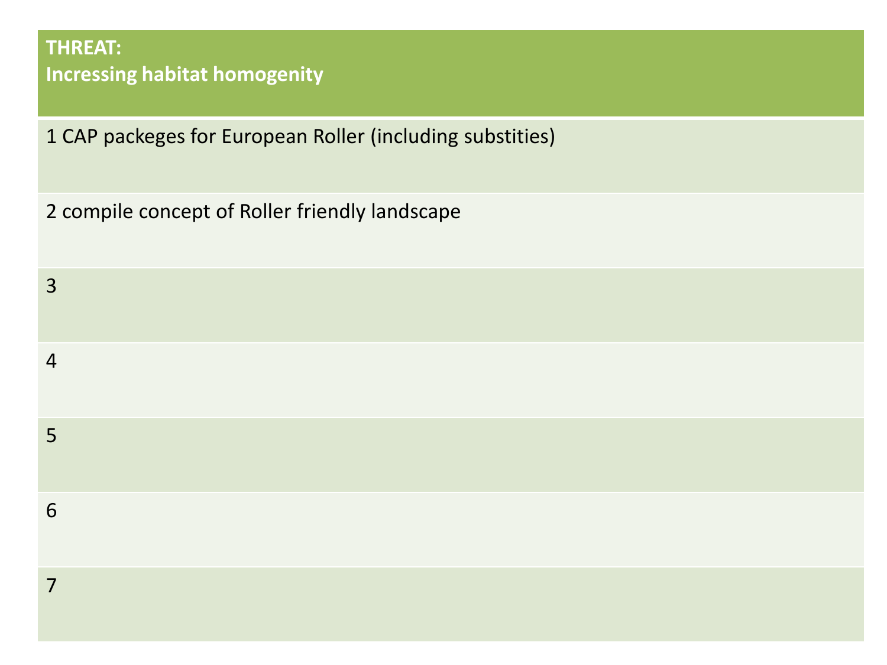| THREAT:<br>**Incressing habitat homogenity** |
| --- |
| 1 CAP packeges for European Roller (including substities) |
| 2 compile concept of Roller friendly landscape |
| 3 |
| 4 |
| 5 |
| 6 |
| 7 |